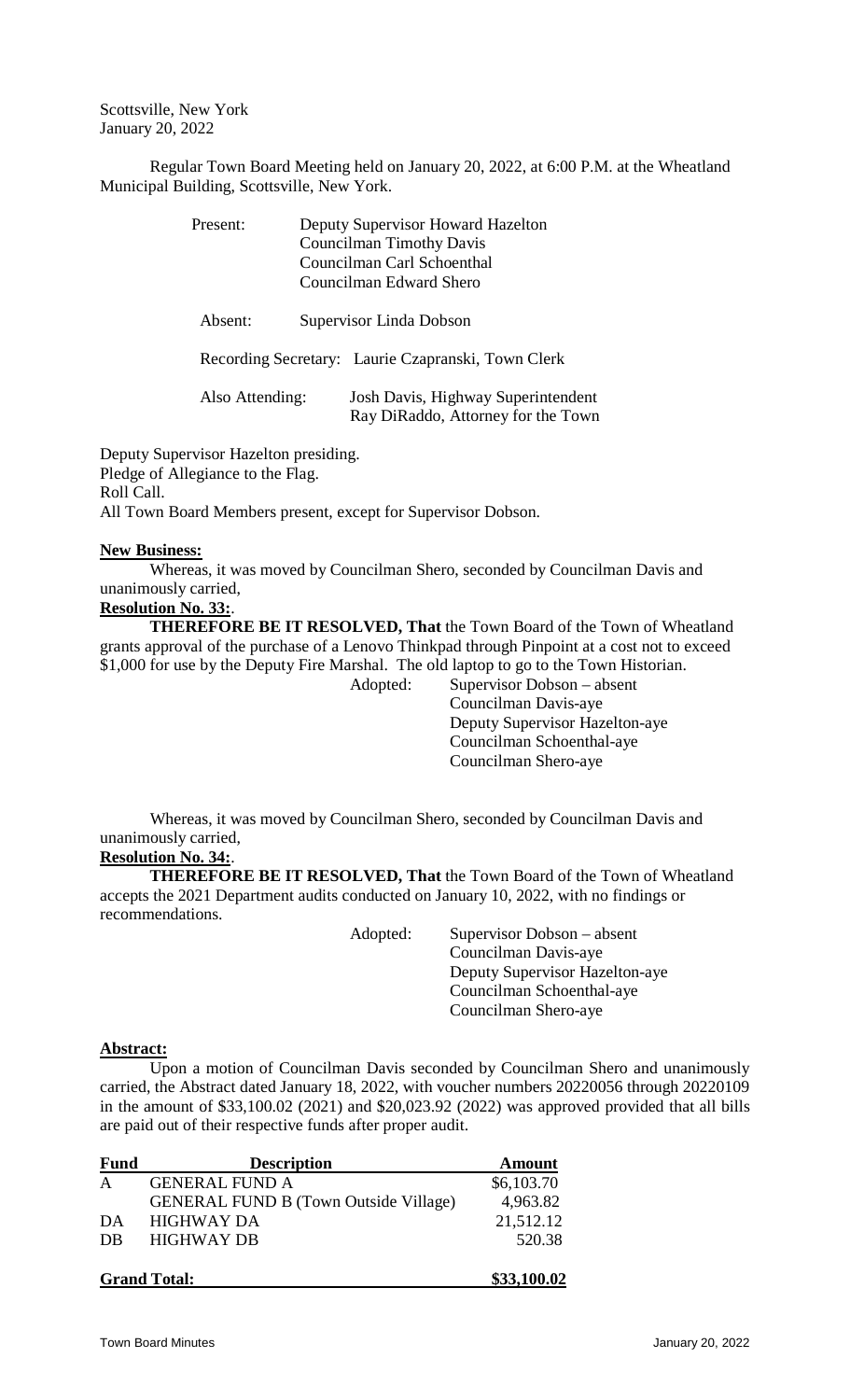Scottsville, New York
January 20, 2022

Regular Town Board Meeting held on January 20, 2022, at 6:00 P.M. at the Wheatland Municipal Building, Scottsville, New York.

Present: Deputy Supervisor Howard Hazelton
Councilman Timothy Davis
Councilman Carl Schoenthal
Councilman Edward Shero

Absent: Supervisor Linda Dobson

Recording Secretary: Laurie Czapranski, Town Clerk

Also Attending: Josh Davis, Highway Superintendent
Ray DiRaddo, Attorney for the Town

Deputy Supervisor Hazelton presiding.
Pledge of Allegiance to the Flag.
Roll Call.
All Town Board Members present, except for Supervisor Dobson.

**New Business:**

Whereas, it was moved by Councilman Shero, seconded by Councilman Davis and unanimously carried,

**Resolution No. 33:**.

**THEREFORE BE IT RESOLVED, That** the Town Board of the Town of Wheatland grants approval of the purchase of a Lenovo Thinkpad through Pinpoint at a cost not to exceed $1,000 for use by the Deputy Fire Marshal. The old laptop to go to the Town Historian.

Adopted: Supervisor Dobson – absent
Councilman Davis-aye
Deputy Supervisor Hazelton-aye
Councilman Schoenthal-aye
Councilman Shero-aye

Whereas, it was moved by Councilman Shero, seconded by Councilman Davis and unanimously carried,

**Resolution No. 34:**.

**THEREFORE BE IT RESOLVED, That** the Town Board of the Town of Wheatland accepts the 2021 Department audits conducted on January 10, 2022, with no findings or recommendations.

Adopted: Supervisor Dobson – absent
Councilman Davis-aye
Deputy Supervisor Hazelton-aye
Councilman Schoenthal-aye
Councilman Shero-aye

**Abstract:**

Upon a motion of Councilman Davis seconded by Councilman Shero and unanimously carried, the Abstract dated January 18, 2022, with voucher numbers 20220056 through 20220109 in the amount of $33,100.02 (2021) and $20,023.92 (2022) was approved provided that all bills are paid out of their respective funds after proper audit.

| Fund | Description | Amount |
|---|---|---|
| A | GENERAL FUND A | $6,103.70 |
| | GENERAL FUND B (Town Outside Village) | 4,963.82 |
| DA | HIGHWAY DA | 21,512.12 |
| DB | HIGHWAY DB | 520.38 |
| **Grand Total:** | | **$33,100.02** |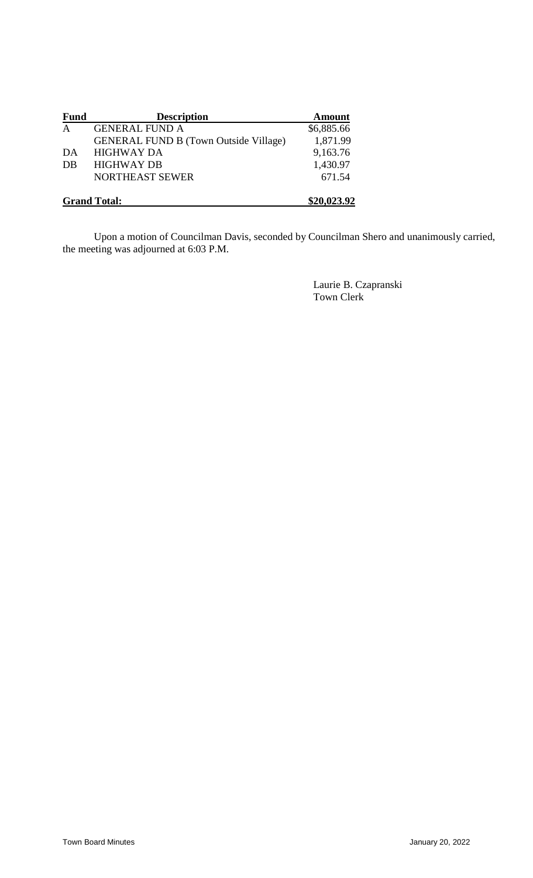| Fund | Description | Amount |
|---|---|---|
| A | GENERAL FUND A | $6,885.66 |
| | GENERAL FUND B (Town Outside Village) | 1,871.99 |
| DA | HIGHWAY DA | 9,163.76 |
| DB | HIGHWAY DB | 1,430.97 |
| | NORTHEAST SEWER | 671.54 |
| **Grand Total:** | | **$20,023.92** |

Upon a motion of Councilman Davis, seconded by Councilman Shero and unanimously carried, the meeting was adjourned at 6:03 P.M.

Laurie B. Czapranski
Town Clerk